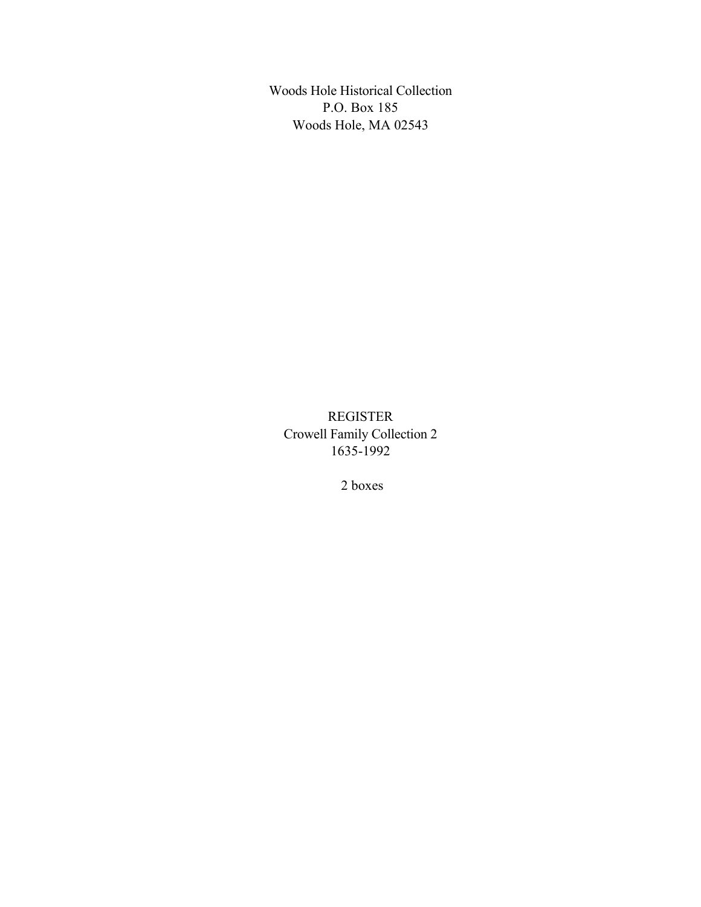Woods Hole Historical Collection
P.O. Box 185
Woods Hole, MA 02543

# REGISTER
## Crowell Family Collection 2
1635-1992

2 boxes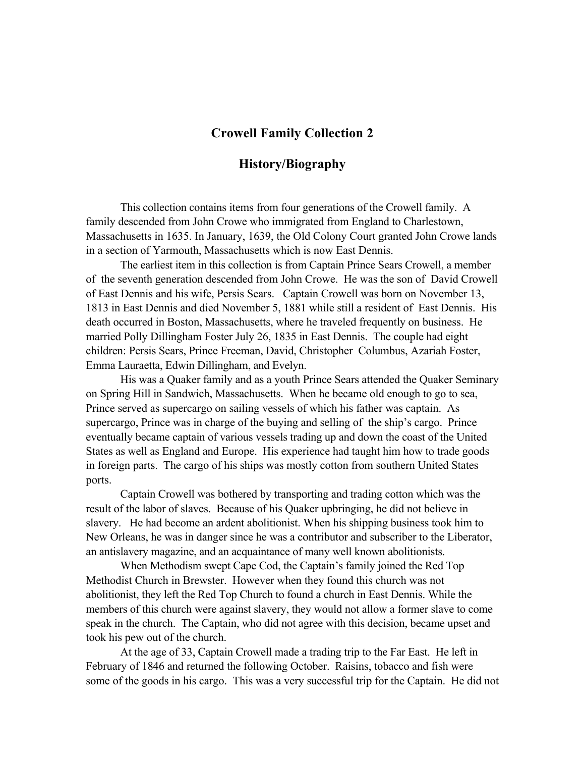## Crowell Family Collection 2

## History/Biography

This collection contains items from four generations of the Crowell family. A family descended from John Crowe who immigrated from England to Charlestown, Massachusetts in 1635. In January, 1639, the Old Colony Court granted John Crowe lands in a section of Yarmouth, Massachusetts which is now East Dennis.

The earliest item in this collection is from Captain Prince Sears Crowell, a member of the seventh generation descended from John Crowe. He was the son of David Crowell of East Dennis and his wife, Persis Sears. Captain Crowell was born on November 13, 1813 in East Dennis and died November 5, 1881 while still a resident of East Dennis. His death occurred in Boston, Massachusetts, where he traveled frequently on business. He married Polly Dillingham Foster July 26, 1835 in East Dennis. The couple had eight children: Persis Sears, Prince Freeman, David, Christopher Columbus, Azariah Foster, Emma Lauraetta, Edwin Dillingham, and Evelyn.

His was a Quaker family and as a youth Prince Sears attended the Quaker Seminary on Spring Hill in Sandwich, Massachusetts. When he became old enough to go to sea, Prince served as supercargo on sailing vessels of which his father was captain. As supercargo, Prince was in charge of the buying and selling of the ship's cargo. Prince eventually became captain of various vessels trading up and down the coast of the United States as well as England and Europe. His experience had taught him how to trade goods in foreign parts. The cargo of his ships was mostly cotton from southern United States ports.

Captain Crowell was bothered by transporting and trading cotton which was the result of the labor of slaves. Because of his Quaker upbringing, he did not believe in slavery. He had become an ardent abolitionist. When his shipping business took him to New Orleans, he was in danger since he was a contributor and subscriber to the Liberator, an antislavery magazine, and an acquaintance of many well known abolitionists.

When Methodism swept Cape Cod, the Captain's family joined the Red Top Methodist Church in Brewster. However when they found this church was not abolitionist, they left the Red Top Church to found a church in East Dennis. While the members of this church were against slavery, they would not allow a former slave to come speak in the church. The Captain, who did not agree with this decision, became upset and took his pew out of the church.

At the age of 33, Captain Crowell made a trading trip to the Far East. He left in February of 1846 and returned the following October. Raisins, tobacco and fish were some of the goods in his cargo. This was a very successful trip for the Captain. He did not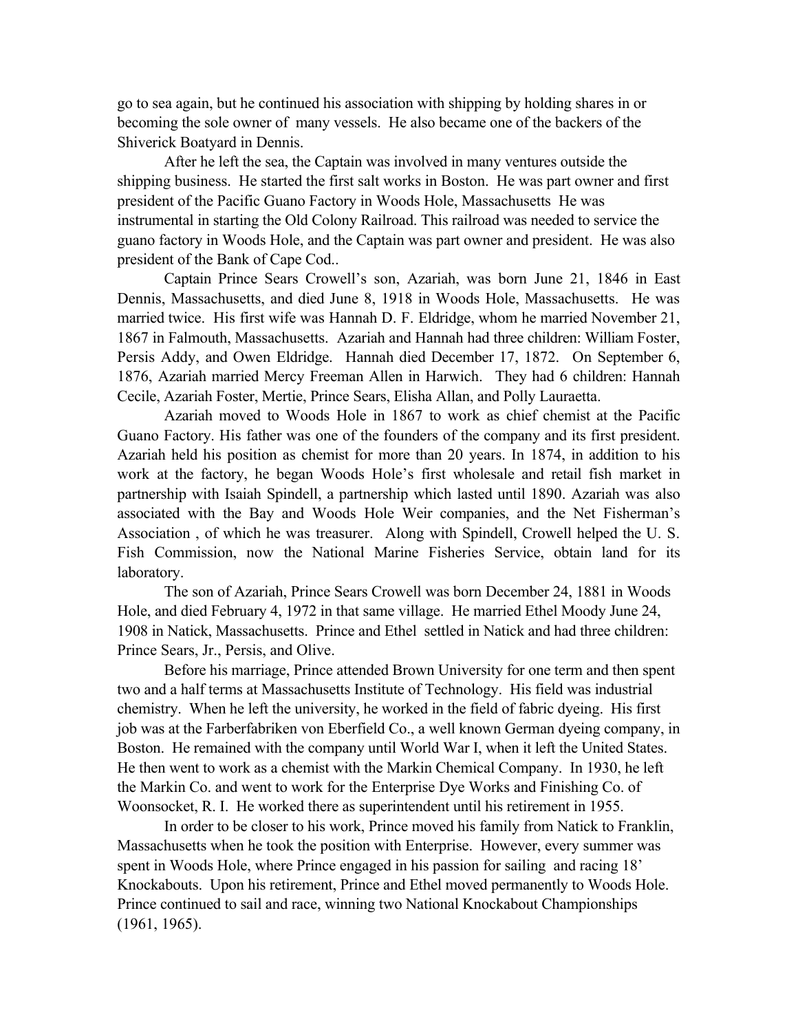go to sea again, but he continued his association with shipping by holding shares in or becoming the sole owner of many vessels. He also became one of the backers of the Shiverick Boatyard in Dennis.

After he left the sea, the Captain was involved in many ventures outside the shipping business. He started the first salt works in Boston. He was part owner and first president of the Pacific Guano Factory in Woods Hole, Massachusetts He was instrumental in starting the Old Colony Railroad. This railroad was needed to service the guano factory in Woods Hole, and the Captain was part owner and president. He was also president of the Bank of Cape Cod..

Captain Prince Sears Crowell's son, Azariah, was born June 21, 1846 in East Dennis, Massachusetts, and died June 8, 1918 in Woods Hole, Massachusetts. He was married twice. His first wife was Hannah D. F. Eldridge, whom he married November 21, 1867 in Falmouth, Massachusetts. Azariah and Hannah had three children: William Foster, Persis Addy, and Owen Eldridge. Hannah died December 17, 1872. On September 6, 1876, Azariah married Mercy Freeman Allen in Harwich. They had 6 children: Hannah Cecile, Azariah Foster, Mertie, Prince Sears, Elisha Allan, and Polly Lauraetta.

Azariah moved to Woods Hole in 1867 to work as chief chemist at the Pacific Guano Factory. His father was one of the founders of the company and its first president. Azariah held his position as chemist for more than 20 years. In 1874, in addition to his work at the factory, he began Woods Hole's first wholesale and retail fish market in partnership with Isaiah Spindell, a partnership which lasted until 1890. Azariah was also associated with the Bay and Woods Hole Weir companies, and the Net Fisherman's Association , of which he was treasurer. Along with Spindell, Crowell helped the U. S. Fish Commission, now the National Marine Fisheries Service, obtain land for its laboratory.

The son of Azariah, Prince Sears Crowell was born December 24, 1881 in Woods Hole, and died February 4, 1972 in that same village. He married Ethel Moody June 24, 1908 in Natick, Massachusetts. Prince and Ethel settled in Natick and had three children: Prince Sears, Jr., Persis, and Olive.

Before his marriage, Prince attended Brown University for one term and then spent two and a half terms at Massachusetts Institute of Technology. His field was industrial chemistry. When he left the university, he worked in the field of fabric dyeing. His first job was at the Farberfabriken von Eberfield Co., a well known German dyeing company, in Boston. He remained with the company until World War I, when it left the United States. He then went to work as a chemist with the Markin Chemical Company. In 1930, he left the Markin Co. and went to work for the Enterprise Dye Works and Finishing Co. of Woonsocket, R. I. He worked there as superintendent until his retirement in 1955.

In order to be closer to his work, Prince moved his family from Natick to Franklin, Massachusetts when he took the position with Enterprise. However, every summer was spent in Woods Hole, where Prince engaged in his passion for sailing and racing 18' Knockabouts. Upon his retirement, Prince and Ethel moved permanently to Woods Hole. Prince continued to sail and race, winning two National Knockabout Championships (1961, 1965).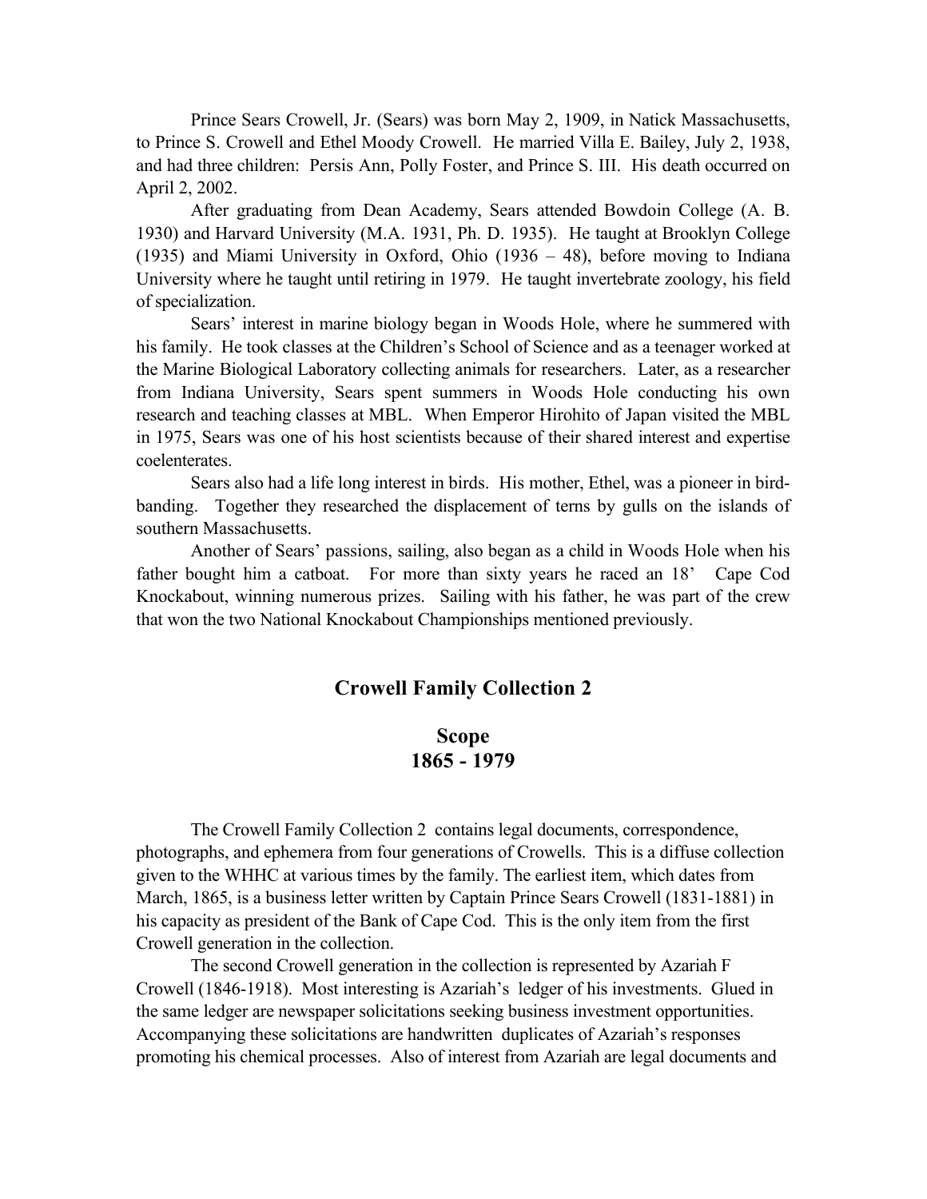Prince Sears Crowell, Jr. (Sears) was born May 2, 1909, in Natick Massachusetts, to Prince S. Crowell and Ethel Moody Crowell. He married Villa E. Bailey, July 2, 1938, and had three children: Persis Ann, Polly Foster, and Prince S. III. His death occurred on April 2, 2002.

After graduating from Dean Academy, Sears attended Bowdoin College (A. B. 1930) and Harvard University (M.A. 1931, Ph. D. 1935). He taught at Brooklyn College (1935) and Miami University in Oxford, Ohio (1936 – 48), before moving to Indiana University where he taught until retiring in 1979. He taught invertebrate zoology, his field of specialization.

Sears' interest in marine biology began in Woods Hole, where he summered with his family. He took classes at the Children's School of Science and as a teenager worked at the Marine Biological Laboratory collecting animals for researchers. Later, as a researcher from Indiana University, Sears spent summers in Woods Hole conducting his own research and teaching classes at MBL. When Emperor Hirohito of Japan visited the MBL in 1975, Sears was one of his host scientists because of their shared interest and expertise coelenterates.

Sears also had a life long interest in birds. His mother, Ethel, was a pioneer in bird-banding. Together they researched the displacement of terns by gulls on the islands of southern Massachusetts.

Another of Sears' passions, sailing, also began as a child in Woods Hole when his father bought him a catboat. For more than sixty years he raced an 18' Cape Cod Knockabout, winning numerous prizes. Sailing with his father, he was part of the crew that won the two National Knockabout Championships mentioned previously.

## Crowell Family Collection 2

### Scope
### 1865 - 1979

The Crowell Family Collection 2 contains legal documents, correspondence, photographs, and ephemera from four generations of Crowells. This is a diffuse collection given to the WHHC at various times by the family. The earliest item, which dates from March, 1865, is a business letter written by Captain Prince Sears Crowell (1831-1881) in his capacity as president of the Bank of Cape Cod. This is the only item from the first Crowell generation in the collection.

The second Crowell generation in the collection is represented by Azariah F Crowell (1846-1918). Most interesting is Azariah's ledger of his investments. Glued in the same ledger are newspaper solicitations seeking business investment opportunities. Accompanying these solicitations are handwritten duplicates of Azariah's responses promoting his chemical processes. Also of interest from Azariah are legal documents and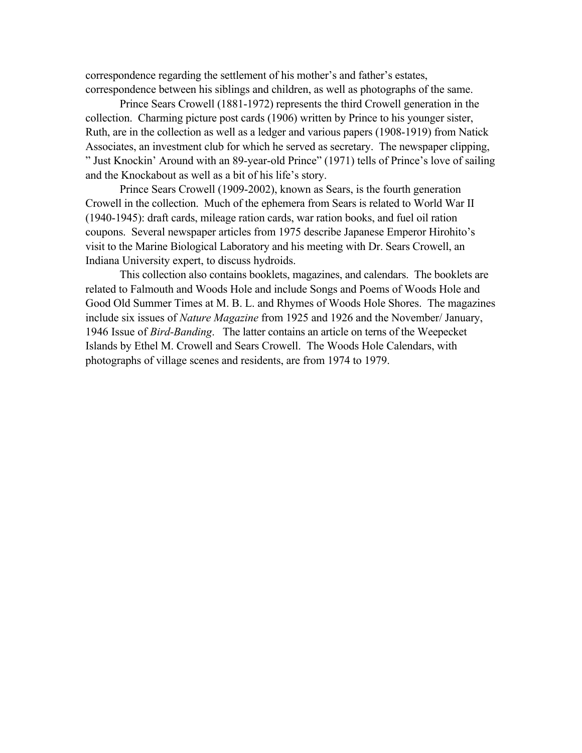correspondence regarding the settlement of his mother's and father's estates, correspondence between his siblings and children, as well as photographs of the same.

Prince Sears Crowell (1881-1972) represents the third Crowell generation in the collection. Charming picture post cards (1906) written by Prince to his younger sister, Ruth, are in the collection as well as a ledger and various papers (1908-1919) from Natick Associates, an investment club for which he served as secretary. The newspaper clipping, " Just Knockin' Around with an 89-year-old Prince" (1971) tells of Prince's love of sailing and the Knockabout as well as a bit of his life's story.

Prince Sears Crowell (1909-2002), known as Sears, is the fourth generation Crowell in the collection. Much of the ephemera from Sears is related to World War II (1940-1945): draft cards, mileage ration cards, war ration books, and fuel oil ration coupons. Several newspaper articles from 1975 describe Japanese Emperor Hirohito's visit to the Marine Biological Laboratory and his meeting with Dr. Sears Crowell, an Indiana University expert, to discuss hydroids.

This collection also contains booklets, magazines, and calendars. The booklets are related to Falmouth and Woods Hole and include Songs and Poems of Woods Hole and Good Old Summer Times at M. B. L. and Rhymes of Woods Hole Shores. The magazines include six issues of *Nature Magazine* from 1925 and 1926 and the November/ January, 1946 Issue of *Bird-Banding*. The latter contains an article on terns of the Weepecket Islands by Ethel M. Crowell and Sears Crowell. The Woods Hole Calendars, with photographs of village scenes and residents, are from 1974 to 1979.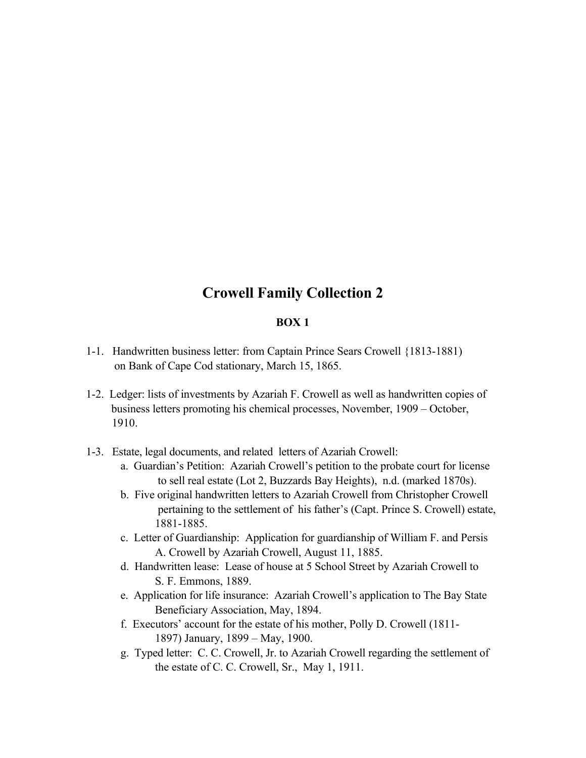# Crowell Family Collection 2

## BOX 1

1-1. Handwritten business letter: from Captain Prince Sears Crowell {1813-1881) on Bank of Cape Cod stationary, March 15, 1865.

1-2. Ledger: lists of investments by Azariah F. Crowell as well as handwritten copies of business letters promoting his chemical processes, November, 1909 – October, 1910.

1-3. Estate, legal documents, and related letters of Azariah Crowell:

a. Guardian's Petition: Azariah Crowell's petition to the probate court for license to sell real estate (Lot 2, Buzzards Bay Heights), n.d. (marked 1870s).

b. Five original handwritten letters to Azariah Crowell from Christopher Crowell pertaining to the settlement of his father's (Capt. Prince S. Crowell) estate, 1881-1885.

c. Letter of Guardianship: Application for guardianship of William F. and Persis A. Crowell by Azariah Crowell, August 11, 1885.

d. Handwritten lease: Lease of house at 5 School Street by Azariah Crowell to S. F. Emmons, 1889.

e. Application for life insurance: Azariah Crowell's application to The Bay State Beneficiary Association, May, 1894.

f. Executors' account for the estate of his mother, Polly D. Crowell (1811-1897) January, 1899 – May, 1900.

g. Typed letter: C. C. Crowell, Jr. to Azariah Crowell regarding the settlement of the estate of C. C. Crowell, Sr., May 1, 1911.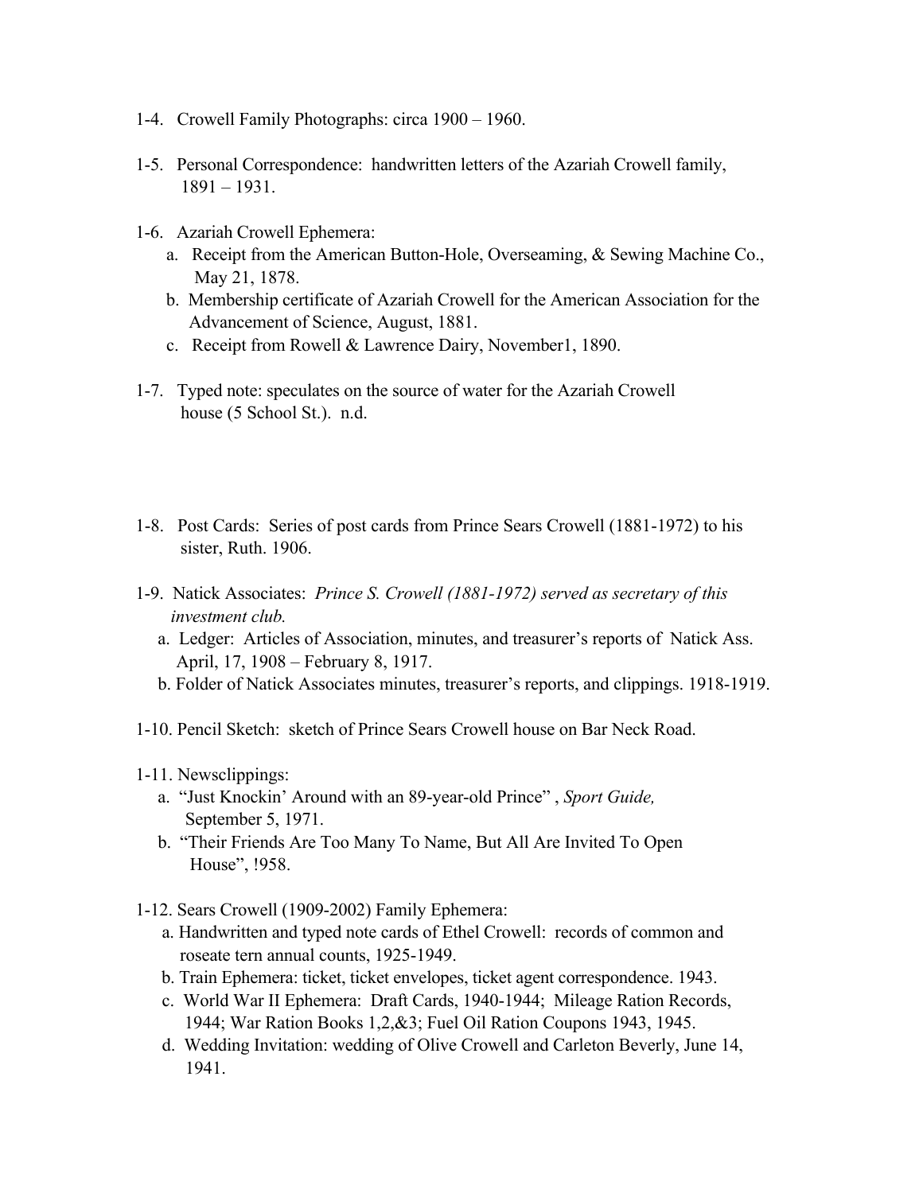1-4. Crowell Family Photographs: circa 1900 – 1960.

1-5. Personal Correspondence: handwritten letters of the Azariah Crowell family, 1891 – 1931.

1-6. Azariah Crowell Ephemera:

  a. Receipt from the American Button-Hole, Overseaming, & Sewing Machine Co., May 21, 1878.

  b. Membership certificate of Azariah Crowell for the American Association for the Advancement of Science, August, 1881.

  c. Receipt from Rowell & Lawrence Dairy, November1, 1890.

1-7. Typed note: speculates on the source of water for the Azariah Crowell house (5 School St.). n.d.

1-8. Post Cards: Series of post cards from Prince Sears Crowell (1881-1972) to his sister, Ruth. 1906.

1-9. Natick Associates: *Prince S. Crowell (1881-1972) served as secretary of this investment club.*

  a. Ledger: Articles of Association, minutes, and treasurer's reports of Natick Ass. April, 17, 1908 – February 8, 1917.

  b. Folder of Natick Associates minutes, treasurer's reports, and clippings. 1918-1919.

1-10. Pencil Sketch: sketch of Prince Sears Crowell house on Bar Neck Road.

1-11. Newsclippings:

  a. "Just Knockin' Around with an 89-year-old Prince" , *Sport Guide,* September 5, 1971.

  b. "Their Friends Are Too Many To Name, But All Are Invited To Open House", !958.

1-12. Sears Crowell (1909-2002) Family Ephemera:

  a. Handwritten and typed note cards of Ethel Crowell: records of common and roseate tern annual counts, 1925-1949.

  b. Train Ephemera: ticket, ticket envelopes, ticket agent correspondence. 1943.

  c. World War II Ephemera: Draft Cards, 1940-1944; Mileage Ration Records, 1944; War Ration Books 1,2,&3; Fuel Oil Ration Coupons 1943, 1945.

  d. Wedding Invitation: wedding of Olive Crowell and Carleton Beverly, June 14, 1941.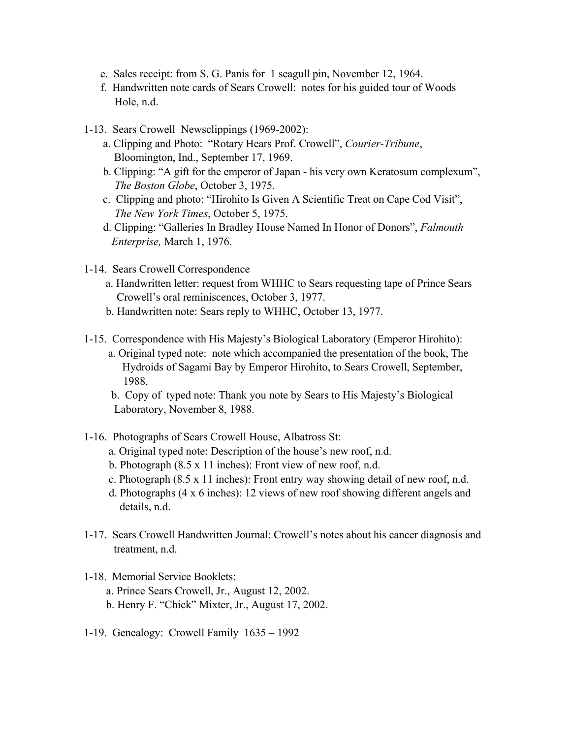e. Sales receipt: from S. G. Panis for 1 seagull pin, November 12, 1964.
f. Handwritten note cards of Sears Crowell: notes for his guided tour of Woods Hole, n.d.

1-13. Sears Crowell Newsclippings (1969-2002):
a. Clipping and Photo: "Rotary Hears Prof. Crowell", *Courier-Tribune*, Bloomington, Ind., September 17, 1969.
b. Clipping: "A gift for the emperor of Japan - his very own Keratosum complexum", *The Boston Globe*, October 3, 1975.
c. Clipping and photo: "Hirohito Is Given A Scientific Treat on Cape Cod Visit", *The New York Times*, October 5, 1975.
d. Clipping: "Galleries In Bradley House Named In Honor of Donors", *Falmouth Enterprise,* March 1, 1976.

1-14. Sears Crowell Correspondence
a. Handwritten letter: request from WHHC to Sears requesting tape of Prince Sears Crowell's oral reminiscences, October 3, 1977.
b. Handwritten note: Sears reply to WHHC, October 13, 1977.

1-15. Correspondence with His Majesty's Biological Laboratory (Emperor Hirohito):
a. Original typed note: note which accompanied the presentation of the book, The Hydroids of Sagami Bay by Emperor Hirohito, to Sears Crowell, September, 1988.
b. Copy of typed note: Thank you note by Sears to His Majesty's Biological Laboratory, November 8, 1988.

1-16. Photographs of Sears Crowell House, Albatross St:
a. Original typed note: Description of the house's new roof, n.d.
b. Photograph (8.5 x 11 inches): Front view of new roof, n.d.
c. Photograph (8.5 x 11 inches): Front entry way showing detail of new roof, n.d.
d. Photographs (4 x 6 inches): 12 views of new roof showing different angels and details, n.d.

1-17. Sears Crowell Handwritten Journal: Crowell's notes about his cancer diagnosis and treatment, n.d.

1-18. Memorial Service Booklets:
a. Prince Sears Crowell, Jr., August 12, 2002.
b. Henry F. "Chick" Mixter, Jr., August 17, 2002.

1-19. Genealogy: Crowell Family 1635 – 1992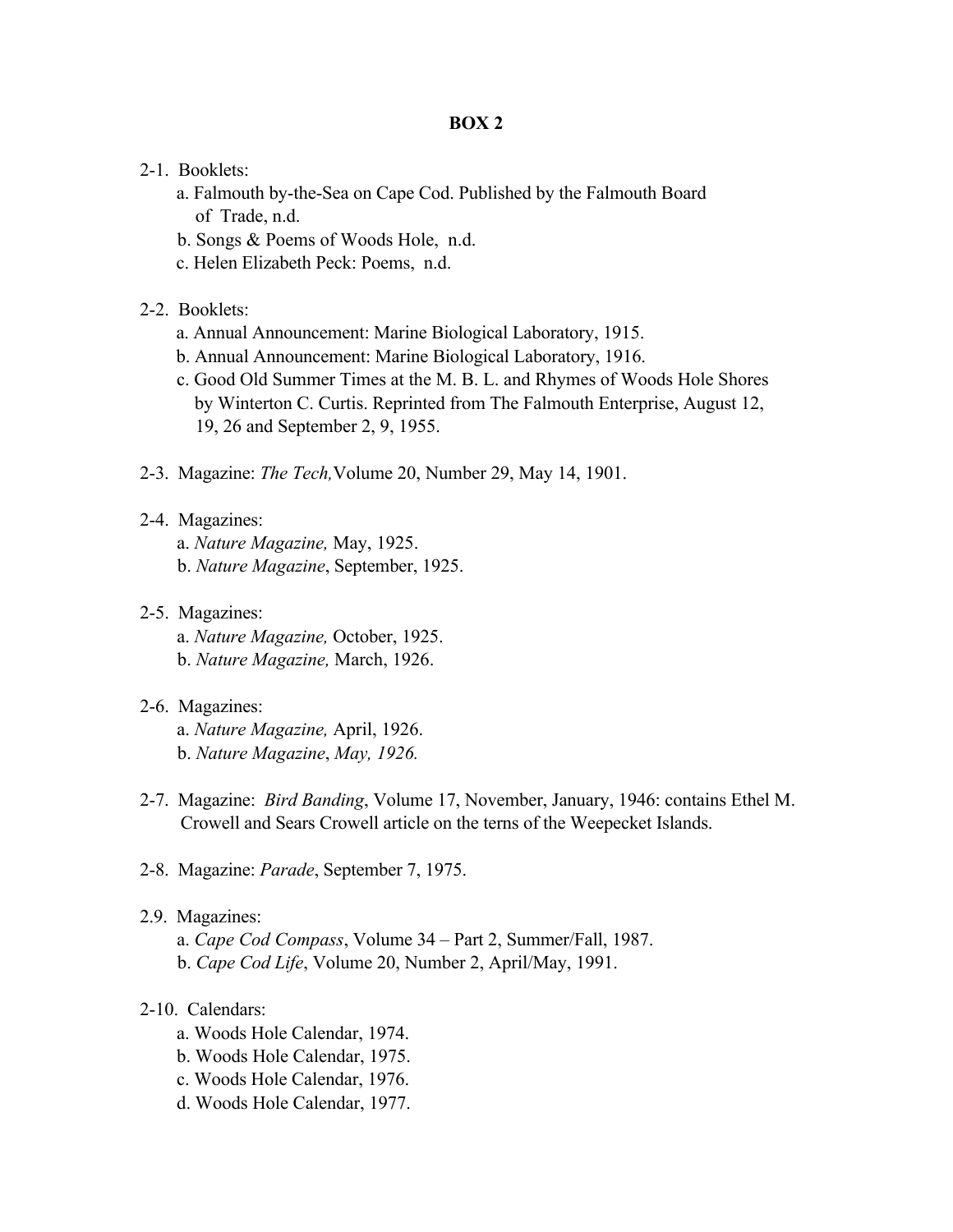## BOX 2

2-1. Booklets:
- a. Falmouth by-the-Sea on Cape Cod. Published by the Falmouth Board of Trade, n.d.
- b. Songs & Poems of Woods Hole, n.d.
- c. Helen Elizabeth Peck: Poems, n.d.

2-2. Booklets:
- a. Annual Announcement: Marine Biological Laboratory, 1915.
- b. Annual Announcement: Marine Biological Laboratory, 1916.
- c. Good Old Summer Times at the M. B. L. and Rhymes of Woods Hole Shores by Winterton C. Curtis. Reprinted from The Falmouth Enterprise, August 12, 19, 26 and September 2, 9, 1955.

2-3. Magazine: *The Tech,* Volume 20, Number 29, May 14, 1901.

2-4. Magazines:
- a. *Nature Magazine,* May, 1925.
- b. *Nature Magazine*, September, 1925.

2-5. Magazines:
- a. *Nature Magazine,* October, 1925.
- b. *Nature Magazine,* March, 1926.

2-6. Magazines:
- a. *Nature Magazine,* April, 1926.
- b. *Nature Magazine*, *May, 1926.*

2-7. Magazine: *Bird Banding*, Volume 17, November, January, 1946: contains Ethel M. Crowell and Sears Crowell article on the terns of the Weepecket Islands.

2-8. Magazine: *Parade*, September 7, 1975.

2.9. Magazines:
- a. *Cape Cod Compass*, Volume 34 – Part 2, Summer/Fall, 1987.
- b. *Cape Cod Life*, Volume 20, Number 2, April/May, 1991.

2-10. Calendars:
- a. Woods Hole Calendar, 1974.
- b. Woods Hole Calendar, 1975.
- c. Woods Hole Calendar, 1976.
- d. Woods Hole Calendar, 1977.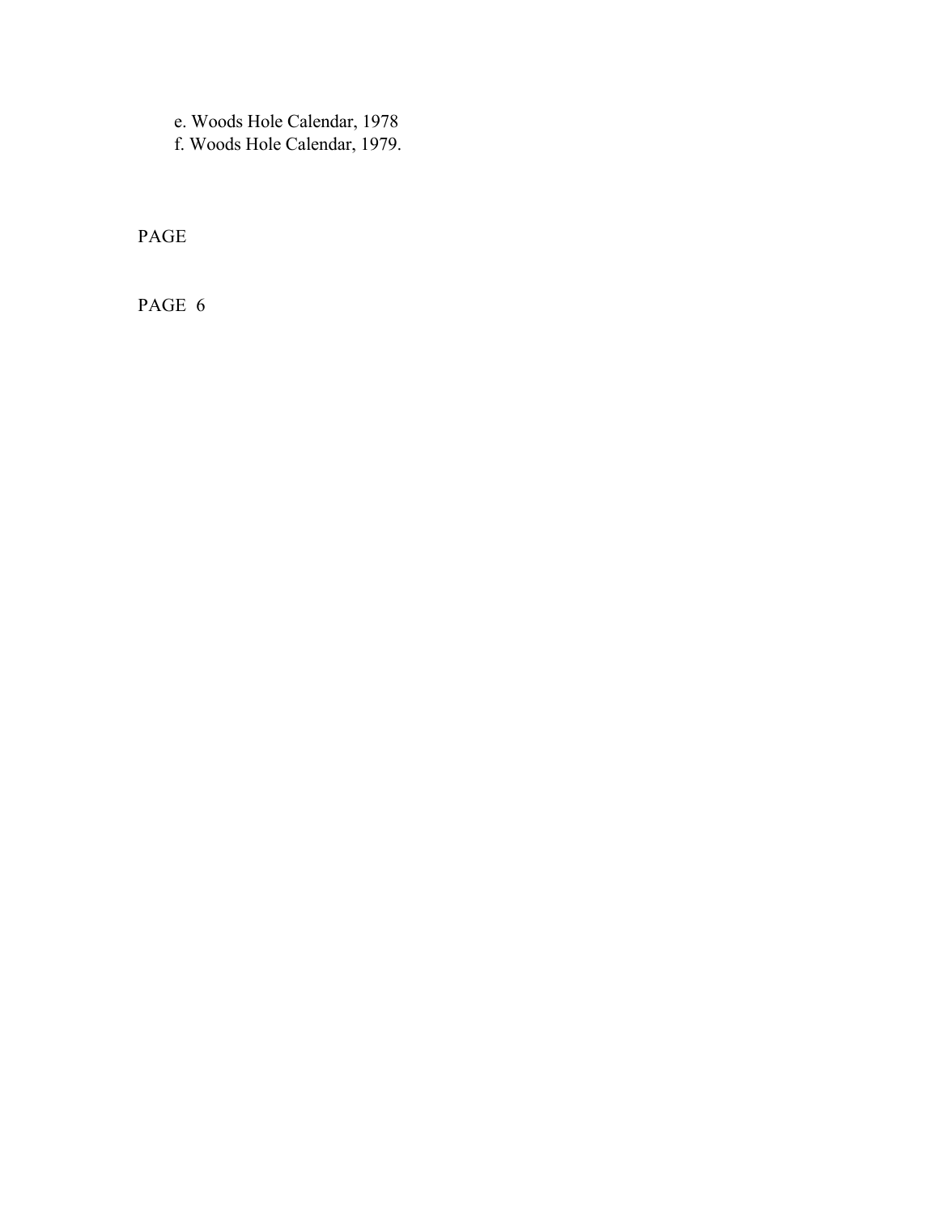e. Woods Hole Calendar, 1978
f. Woods Hole Calendar, 1979.